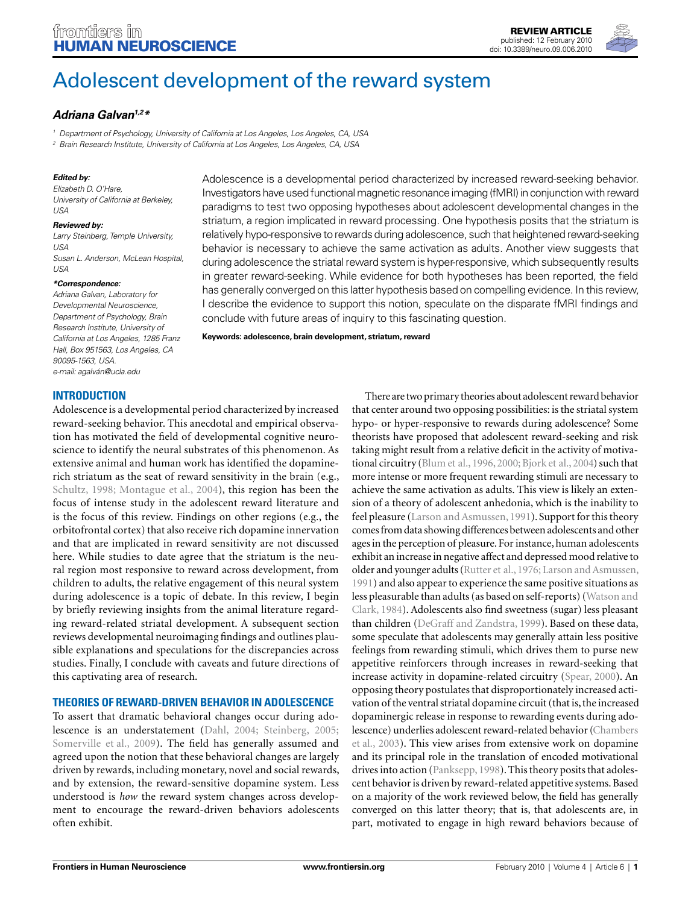REVIEW ARTICLE
published: 12 February 2010
doi: 10.3389/neuro.09.006.2010

# Adolescent development of the reward system

**Adriana Galvan[1,2]***

[1] Department of Psychology, University of California at Los Angeles, Los Angeles, CA, USA
[2] Brain Research Institute, University of California at Los Angeles, Los Angeles, CA, USA

***Edited by:***
*Elizabeth D. O'Hare, University of California at Berkeley, USA*

***Reviewed by:***
*Larry Steinberg, Temple University, USA*
*Susan L. Anderson, McLean Hospital, USA*

***\*Correspondence:***
*Adriana Galvan, Laboratory for Developmental Neuroscience, Department of Psychology, Brain Research Institute, University of California at Los Angeles, 1285 Franz Hall, Box 951563, Los Angeles, CA 90095-1563, USA.*
*e-mail: agalván@ucla.edu*

Adolescence is a developmental period characterized by increased reward-seeking behavior. Investigators have used functional magnetic resonance imaging (fMRI) in conjunction with reward paradigms to test two opposing hypotheses about adolescent developmental changes in the striatum, a region implicated in reward processing. One hypothesis posits that the striatum is relatively hypo-responsive to rewards during adolescence, such that heightened reward-seeking behavior is necessary to achieve the same activation as adults. Another view suggests that during adolescence the striatal reward system is hyper-responsive, which subsequently results in greater reward-seeking. While evidence for both hypotheses has been reported, the field has generally converged on this latter hypothesis based on compelling evidence. In this review, I describe the evidence to support this notion, speculate on the disparate fMRI findings and conclude with future areas of inquiry to this fascinating question.

**Keywords: adolescence, brain development, striatum, reward**

## INTRODUCTION

Adolescence is a developmental period characterized by increased reward-seeking behavior. This anecdotal and empirical observation has motivated the field of developmental cognitive neuroscience to identify the neural substrates of this phenomenon. As extensive animal and human work has identified the dopamine-rich striatum as the seat of reward sensitivity in the brain (e.g., Schultz, 1998; Montague et al., 2004), this region has been the focus of intense study in the adolescent reward literature and is the focus of this review. Findings on other regions (e.g., the orbitofrontal cortex) that also receive rich dopamine innervation and that are implicated in reward sensitivity are not discussed here. While studies to date agree that the striatum is the neural region most responsive to reward across development, from children to adults, the relative engagement of this neural system during adolescence is a topic of debate. In this review, I begin by briefly reviewing insights from the animal literature regarding reward-related striatal development. A subsequent section reviews developmental neuroimaging findings and outlines plausible explanations and speculations for the discrepancies across studies. Finally, I conclude with caveats and future directions of this captivating area of research.

## THEORIES OF REWARD-DRIVEN BEHAVIOR IN ADOLESCENCE

To assert that dramatic behavioral changes occur during adolescence is an understatement (Dahl, 2004; Steinberg, 2005; Somerville et al., 2009). The field has generally assumed and agreed upon the notion that these behavioral changes are largely driven by rewards, including monetary, novel and social rewards, and by extension, the reward-sensitive dopamine system. Less understood is *how* the reward system changes across development to encourage the reward-driven behaviors adolescents often exhibit.

There are two primary theories about adolescent reward behavior that center around two opposing possibilities: is the striatal system hypo- or hyper-responsive to rewards during adolescence? Some theorists have proposed that adolescent reward-seeking and risk taking might result from a relative deficit in the activity of motivational circuitry (Blum et al., 1996, 2000; Bjork et al., 2004) such that more intense or more frequent rewarding stimuli are necessary to achieve the same activation as adults. This view is likely an extension of a theory of adolescent anhedonia, which is the inability to feel pleasure (Larson and Asmussen, 1991). Support for this theory comes from data showing differences between adolescents and other ages in the perception of pleasure. For instance, human adolescents exhibit an increase in negative affect and depressed mood relative to older and younger adults (Rutter et al., 1976; Larson and Asmussen, 1991) and also appear to experience the same positive situations as less pleasurable than adults (as based on self-reports) (Watson and Clark, 1984). Adolescents also find sweetness (sugar) less pleasant than children (DeGraff and Zandstra, 1999). Based on these data, some speculate that adolescents may generally attain less positive feelings from rewarding stimuli, which drives them to purse new appetitive reinforcers through increases in reward-seeking that increase activity in dopamine-related circuitry (Spear, 2000). An opposing theory postulates that disproportionately increased activation of the ventral striatal dopamine circuit (that is, the increased dopaminergic release in response to rewarding events during adolescence) underlies adolescent reward-related behavior (Chambers et al., 2003). This view arises from extensive work on dopamine and its principal role in the translation of encoded motivational drives into action (Panksepp, 1998). This theory posits that adolescent behavior is driven by reward-related appetitive systems. Based on a majority of the work reviewed below, the field has generally converged on this latter theory; that is, that adolescents are, in part, motivated to engage in high reward behaviors because of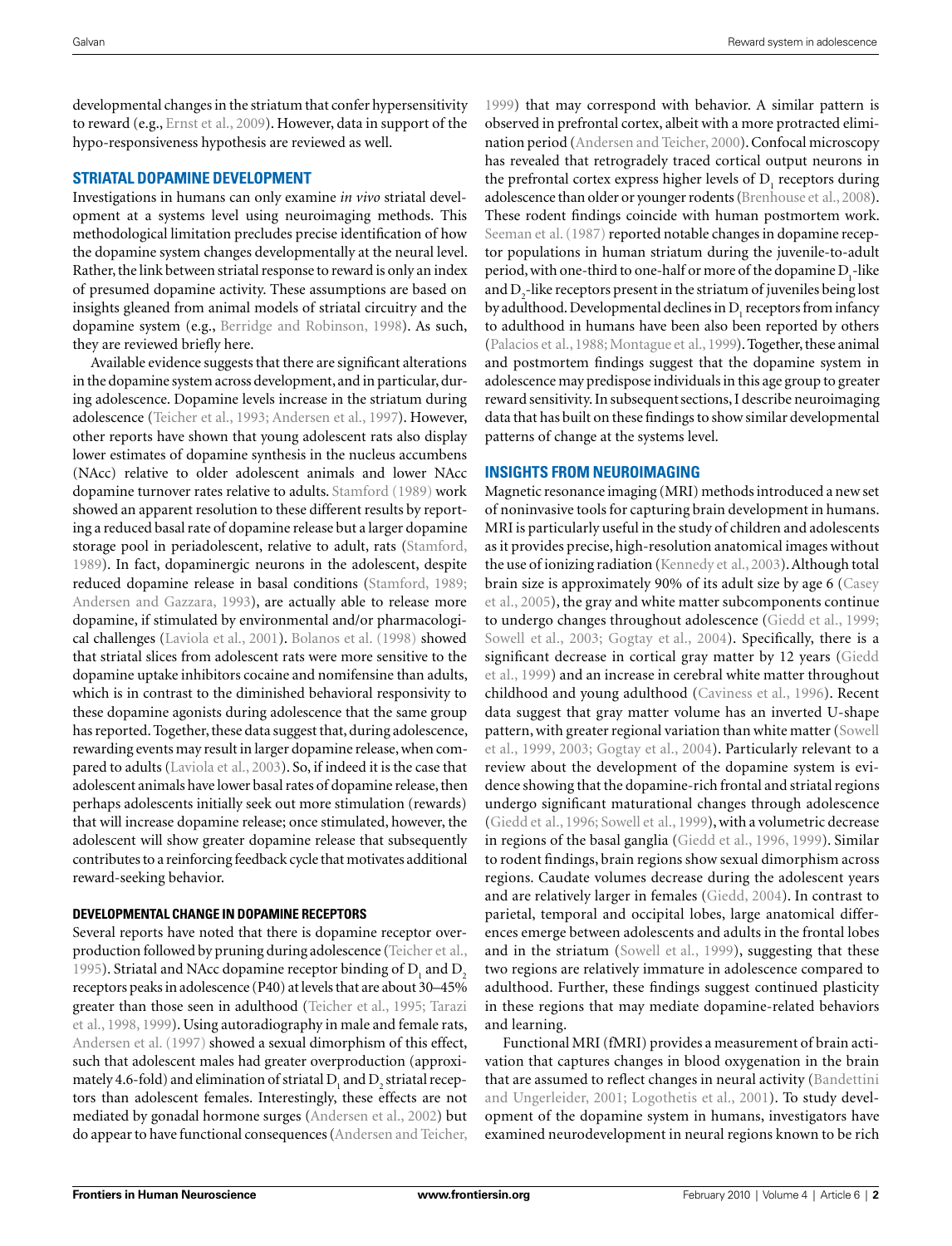developmental changes in the striatum that confer hypersensitivity to reward (e.g., Ernst et al., 2009). However, data in support of the hypo-responsiveness hypothesis are reviewed as well.

## STRIATAL DOPAMINE DEVELOPMENT

Investigations in humans can only examine *in vivo* striatal development at a systems level using neuroimaging methods. This methodological limitation precludes precise identification of how the dopamine system changes developmentally at the neural level. Rather, the link between striatal response to reward is only an index of presumed dopamine activity. These assumptions are based on insights gleaned from animal models of striatal circuitry and the dopamine system (e.g., Berridge and Robinson, 1998). As such, they are reviewed briefly here.

Available evidence suggests that there are significant alterations in the dopamine system across development, and in particular, during adolescence. Dopamine levels increase in the striatum during adolescence (Teicher et al., 1993; Andersen et al., 1997). However, other reports have shown that young adolescent rats also display lower estimates of dopamine synthesis in the nucleus accumbens (NAcc) relative to older adolescent animals and lower NAcc dopamine turnover rates relative to adults. Stamford (1989) work showed an apparent resolution to these different results by reporting a reduced basal rate of dopamine release but a larger dopamine storage pool in periadolescent, relative to adult, rats (Stamford, 1989). In fact, dopaminergic neurons in the adolescent, despite reduced dopamine release in basal conditions (Stamford, 1989; Andersen and Gazzara, 1993), are actually able to release more dopamine, if stimulated by environmental and/or pharmacological challenges (Laviola et al., 2001). Bolanos et al. (1998) showed that striatal slices from adolescent rats were more sensitive to the dopamine uptake inhibitors cocaine and nomifensine than adults, which is in contrast to the diminished behavioral responsivity to these dopamine agonists during adolescence that the same group has reported. Together, these data suggest that, during adolescence, rewarding events may result in larger dopamine release, when compared to adults (Laviola et al., 2003). So, if indeed it is the case that adolescent animals have lower basal rates of dopamine release, then perhaps adolescents initially seek out more stimulation (rewards) that will increase dopamine release; once stimulated, however, the adolescent will show greater dopamine release that subsequently contributes to a reinforcing feedback cycle that motivates additional reward-seeking behavior.

### DEVELOPMENTAL CHANGE IN DOPAMINE RECEPTORS

Several reports have noted that there is dopamine receptor overproduction followed by pruning during adolescence (Teicher et al., 1995). Striatal and NAcc dopamine receptor binding of $D_1$ and $D_2$ receptors peaks in adolescence (P40) at levels that are about 30–45% greater than those seen in adulthood (Teicher et al., 1995; Tarazi et al., 1998, 1999). Using autoradiography in male and female rats, Andersen et al. (1997) showed a sexual dimorphism of this effect, such that adolescent males had greater overproduction (approximately 4.6-fold) and elimination of striatal $D_1$ and $D_2$ striatal receptors than adolescent females. Interestingly, these effects are not mediated by gonadal hormone surges (Andersen et al., 2002) but do appear to have functional consequences (Andersen and Teicher, 1999) that may correspond with behavior. A similar pattern is observed in prefrontal cortex, albeit with a more protracted elimination period (Andersen and Teicher, 2000). Confocal microscopy has revealed that retrogradely traced cortical output neurons in the prefrontal cortex express higher levels of $D_1$ receptors during adolescence than older or younger rodents (Brenhouse et al., 2008). These rodent findings coincide with human postmortem work. Seeman et al. (1987) reported notable changes in dopamine receptor populations in human striatum during the juvenile-to-adult period, with one-third to one-half or more of the dopamine $D_1$-like and $D_2$-like receptors present in the striatum of juveniles being lost by adulthood. Developmental declines in $D_1$ receptors from infancy to adulthood in humans have been also been reported by others (Palacios et al., 1988; Montague et al., 1999). Together, these animal and postmortem findings suggest that the dopamine system in adolescence may predispose individuals in this age group to greater reward sensitivity. In subsequent sections, I describe neuroimaging data that has built on these findings to show similar developmental patterns of change at the systems level.

## INSIGHTS FROM NEUROIMAGING

Magnetic resonance imaging (MRI) methods introduced a new set of noninvasive tools for capturing brain development in humans. MRI is particularly useful in the study of children and adolescents as it provides precise, high-resolution anatomical images without the use of ionizing radiation (Kennedy et al., 2003). Although total brain size is approximately 90% of its adult size by age 6 (Casey et al., 2005), the gray and white matter subcomponents continue to undergo changes throughout adolescence (Giedd et al., 1999; Sowell et al., 2003; Gogtay et al., 2004). Specifically, there is a significant decrease in cortical gray matter by 12 years (Giedd et al., 1999) and an increase in cerebral white matter throughout childhood and young adulthood (Caviness et al., 1996). Recent data suggest that gray matter volume has an inverted U-shape pattern, with greater regional variation than white matter (Sowell et al., 1999, 2003; Gogtay et al., 2004). Particularly relevant to a review about the development of the dopamine system is evidence showing that the dopamine-rich frontal and striatal regions undergo significant maturational changes through adolescence (Giedd et al., 1996; Sowell et al., 1999), with a volumetric decrease in regions of the basal ganglia (Giedd et al., 1996, 1999). Similar to rodent findings, brain regions show sexual dimorphism across regions. Caudate volumes decrease during the adolescent years and are relatively larger in females (Giedd, 2004). In contrast to parietal, temporal and occipital lobes, large anatomical differences emerge between adolescents and adults in the frontal lobes and in the striatum (Sowell et al., 1999), suggesting that these two regions are relatively immature in adolescence compared to adulthood. Further, these findings suggest continued plasticity in these regions that may mediate dopamine-related behaviors and learning.

Functional MRI (fMRI) provides a measurement of brain activation that captures changes in blood oxygenation in the brain that are assumed to reflect changes in neural activity (Bandettini and Ungerleider, 2001; Logothetis et al., 2001). To study development of the dopamine system in humans, investigators have examined neurodevelopment in neural regions known to be rich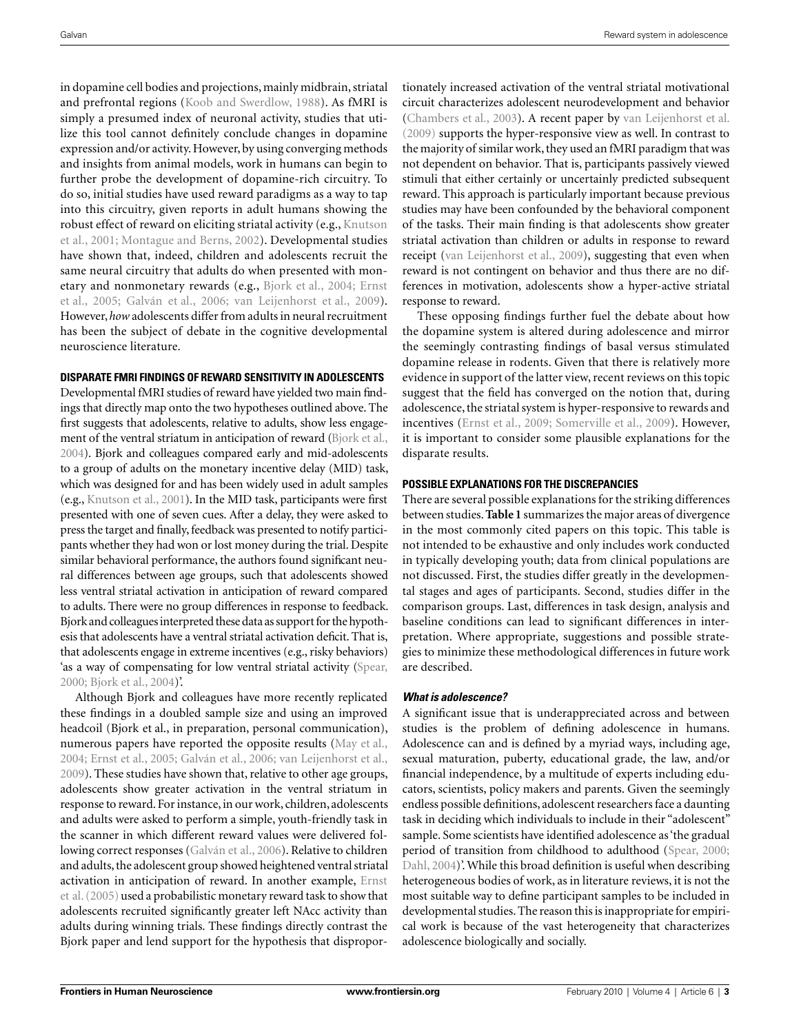in dopamine cell bodies and projections, mainly midbrain, striatal and prefrontal regions (Koob and Swerdlow, 1988). As fMRI is simply a presumed index of neuronal activity, studies that utilize this tool cannot definitely conclude changes in dopamine expression and/or activity. However, by using converging methods and insights from animal models, work in humans can begin to further probe the development of dopamine-rich circuitry. To do so, initial studies have used reward paradigms as a way to tap into this circuitry, given reports in adult humans showing the robust effect of reward on eliciting striatal activity (e.g., Knutson et al., 2001; Montague and Berns, 2002). Developmental studies have shown that, indeed, children and adolescents recruit the same neural circuitry that adults do when presented with monetary and nonmonetary rewards (e.g., Bjork et al., 2004; Ernst et al., 2005; Galván et al., 2006; van Leijenhorst et al., 2009). However, *how* adolescents differ from adults in neural recruitment has been the subject of debate in the cognitive developmental neuroscience literature.

## DISPARATE FMRI FINDINGS OF REWARD SENSITIVITY IN ADOLESCENTS

Developmental fMRI studies of reward have yielded two main findings that directly map onto the two hypotheses outlined above. The first suggests that adolescents, relative to adults, show less engagement of the ventral striatum in anticipation of reward (Bjork et al., 2004). Bjork and colleagues compared early and mid-adolescents to a group of adults on the monetary incentive delay (MID) task, which was designed for and has been widely used in adult samples (e.g., Knutson et al., 2001). In the MID task, participants were first presented with one of seven cues. After a delay, they were asked to press the target and finally, feedback was presented to notify participants whether they had won or lost money during the trial. Despite similar behavioral performance, the authors found significant neural differences between age groups, such that adolescents showed less ventral striatal activation in anticipation of reward compared to adults. There were no group differences in response to feedback. Bjork and colleagues interpreted these data as support for the hypothesis that adolescents have a ventral striatal activation deficit. That is, that adolescents engage in extreme incentives (e.g., risky behaviors) 'as a way of compensating for low ventral striatal activity (Spear, 2000; Bjork et al., 2004)'.

Although Bjork and colleagues have more recently replicated these findings in a doubled sample size and using an improved headcoil (Bjork et al., in preparation, personal communication), numerous papers have reported the opposite results (May et al., 2004; Ernst et al., 2005; Galván et al., 2006; van Leijenhorst et al., 2009). These studies have shown that, relative to other age groups, adolescents show greater activation in the ventral striatum in response to reward. For instance, in our work, children, adolescents and adults were asked to perform a simple, youth-friendly task in the scanner in which different reward values were delivered following correct responses (Galván et al., 2006). Relative to children and adults, the adolescent group showed heightened ventral striatal activation in anticipation of reward. In another example, Ernst et al. (2005) used a probabilistic monetary reward task to show that adolescents recruited significantly greater left NAcc activity than adults during winning trials. These findings directly contrast the Bjork paper and lend support for the hypothesis that disproportionately increased activation of the ventral striatal motivational circuit characterizes adolescent neurodevelopment and behavior (Chambers et al., 2003). A recent paper by van Leijenhorst et al. (2009) supports the hyper-responsive view as well. In contrast to the majority of similar work, they used an fMRI paradigm that was not dependent on behavior. That is, participants passively viewed stimuli that either certainly or uncertainly predicted subsequent reward. This approach is particularly important because previous studies may have been confounded by the behavioral component of the tasks. Their main finding is that adolescents show greater striatal activation than children or adults in response to reward receipt (van Leijenhorst et al., 2009), suggesting that even when reward is not contingent on behavior and thus there are no differences in motivation, adolescents show a hyper-active striatal response to reward.

These opposing findings further fuel the debate about how the dopamine system is altered during adolescence and mirror the seemingly contrasting findings of basal versus stimulated dopamine release in rodents. Given that there is relatively more evidence in support of the latter view, recent reviews on this topic suggest that the field has converged on the notion that, during adolescence, the striatal system is hyper-responsive to rewards and incentives (Ernst et al., 2009; Somerville et al., 2009). However, it is important to consider some plausible explanations for the disparate results.

## POSSIBLE EXPLANATIONS FOR THE DISCREPANCIES

There are several possible explanations for the striking differences between studies. **Table 1** summarizes the major areas of divergence in the most commonly cited papers on this topic. This table is not intended to be exhaustive and only includes work conducted in typically developing youth; data from clinical populations are not discussed. First, the studies differ greatly in the developmental stages and ages of participants. Second, studies differ in the comparison groups. Last, differences in task design, analysis and baseline conditions can lead to significant differences in interpretation. Where appropriate, suggestions and possible strategies to minimize these methodological differences in future work are described.

### *What is adolescence?*

A significant issue that is underappreciated across and between studies is the problem of defining adolescence in humans. Adolescence can and is defined by a myriad ways, including age, sexual maturation, puberty, educational grade, the law, and/or financial independence, by a multitude of experts including educators, scientists, policy makers and parents. Given the seemingly endless possible definitions, adolescent researchers face a daunting task in deciding which individuals to include in their "adolescent" sample. Some scientists have identified adolescence as 'the gradual period of transition from childhood to adulthood (Spear, 2000; Dahl, 2004)'. While this broad definition is useful when describing heterogeneous bodies of work, as in literature reviews, it is not the most suitable way to define participant samples to be included in developmental studies. The reason this is inappropriate for empirical work is because of the vast heterogeneity that characterizes adolescence biologically and socially.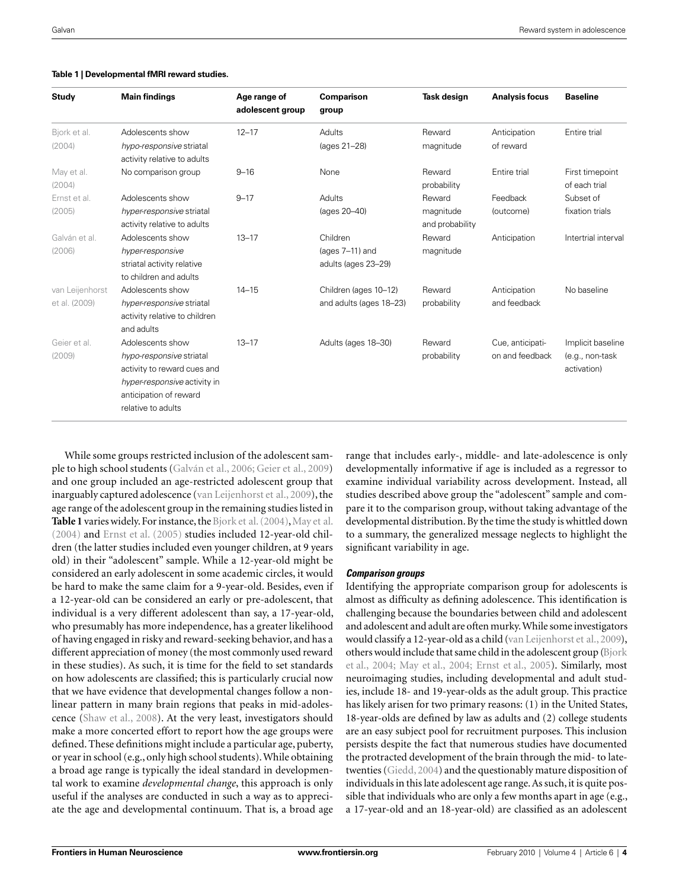**Table 1 | Developmental fMRI reward studies.**

| Study | Main findings | Age range of adolescent group | Comparison group | Task design | Analysis focus | Baseline |
|---|---|---|---|---|---|---|
| Bjork et al. (2004) | Adolescents show *hypo-responsive* striatal activity relative to adults | 12–17 | Adults (ages 21–28) | Reward magnitude | Anticipation of reward | Entire trial |
| May et al. (2004) | No comparison group | 9–16 | None | Reward probability | Entire trial | First timepoint of each trial |
| Ernst et al. (2005) | Adolescents show *hyper-responsive* striatal activity relative to adults | 9–17 | Adults (ages 20–40) | Reward magnitude and probability | Feedback (outcome) | Subset of fixation trials |
| Galván et al. (2006) | Adolescents show *hyper-responsive* striatal activity relative to children and adults | 13–17 | Children (ages 7–11) and adults (ages 23–29) | Reward magnitude | Anticipation | Intertrial interval |
| van Leijenhorst et al. (2009) | Adolescents show *hyper-responsive* striatal activity relative to children and adults | 14–15 | Children (ages 10–12) and adults (ages 18–23) | Reward probability | Anticipation and feedback | No baseline |
| Geier et al. (2009) | Adolescents show *hypo-responsive* striatal activity to reward cues and *hyper-responsive* activity in anticipation of reward relative to adults | 13–17 | Adults (ages 18–30) | Reward probability | Cue, anticipation and feedback | Implicit baseline (e.g., non-task activation) |

While some groups restricted inclusion of the adolescent sample to high school students (Galván et al., 2006; Geier et al., 2009) and one group included an age-restricted adolescent group that inarguably captured adolescence (van Leijenhorst et al., 2009), the age range of the adolescent group in the remaining studies listed in **Table 1** varies widely. For instance, the Bjork et al. (2004), May et al. (2004) and Ernst et al. (2005) studies included 12-year-old children (the latter studies included even younger children, at 9 years old) in their "adolescent" sample. While a 12-year-old might be considered an early adolescent in some academic circles, it would be hard to make the same claim for a 9-year-old. Besides, even if a 12-year-old can be considered an early or pre-adolescent, that individual is a very different adolescent than say, a 17-year-old, who presumably has more independence, has a greater likelihood of having engaged in risky and reward-seeking behavior, and has a different appreciation of money (the most commonly used reward in these studies). As such, it is time for the field to set standards on how adolescents are classified; this is particularly crucial now that we have evidence that developmental changes follow a non-linear pattern in many brain regions that peaks in mid-adolescence (Shaw et al., 2008). At the very least, investigators should make a more concerted effort to report how the age groups were defined. These definitions might include a particular age, puberty, or year in school (e.g., only high school students). While obtaining a broad age range is typically the ideal standard in developmental work to examine *developmental change*, this approach is only useful if the analyses are conducted in such a way as to appreciate the age and developmental continuum. That is, a broad age range that includes early-, middle- and late-adolescence is only developmentally informative if age is included as a regressor to examine individual variability across development. Instead, all studies described above group the "adolescent" sample and compare it to the comparison group, without taking advantage of the developmental distribution. By the time the study is whittled down to a summary, the generalized message neglects to highlight the significant variability in age.

### *Comparison groups*

Identifying the appropriate comparison group for adolescents is almost as difficulty as defining adolescence. This identification is challenging because the boundaries between child and adolescent and adolescent and adult are often murky. While some investigators would classify a 12-year-old as a child (van Leijenhorst et al., 2009), others would include that same child in the adolescent group (Bjork et al., 2004; May et al., 2004; Ernst et al., 2005). Similarly, most neuroimaging studies, including developmental and adult studies, include 18- and 19-year-olds as the adult group. This practice has likely arisen for two primary reasons: (1) in the United States, 18-year-olds are defined by law as adults and (2) college students are an easy subject pool for recruitment purposes. This inclusion persists despite the fact that numerous studies have documented the protracted development of the brain through the mid- to late-twenties (Giedd, 2004) and the questionably mature disposition of individuals in this late adolescent age range. As such, it is quite possible that individuals who are only a few months apart in age (e.g., a 17-year-old and an 18-year-old) are classified as an adolescent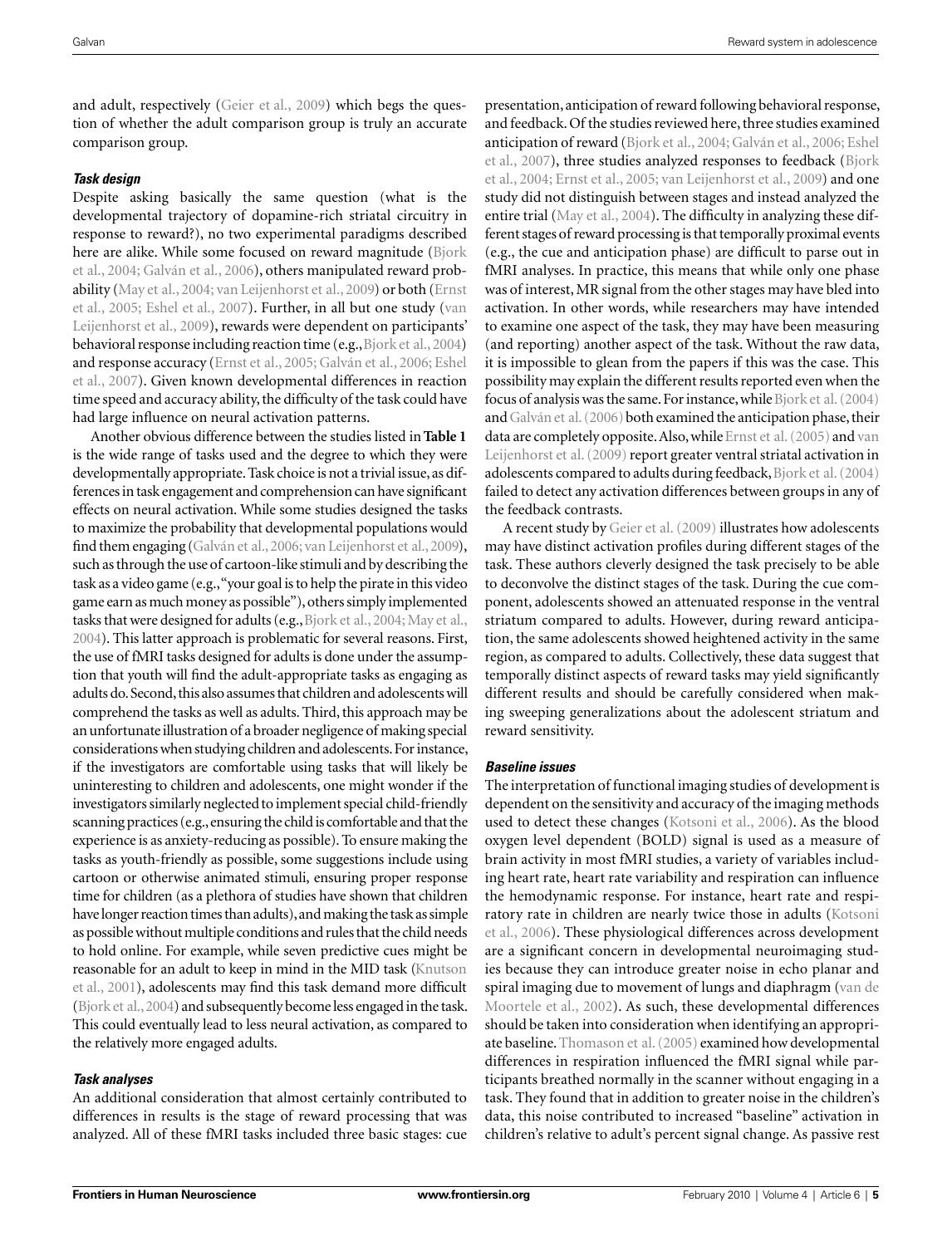and adult, respectively (Geier et al., 2009) which begs the question of whether the adult comparison group is truly an accurate comparison group.

### *Task design*

Despite asking basically the same question (what is the developmental trajectory of dopamine-rich striatal circuitry in response to reward?), no two experimental paradigms described here are alike. While some focused on reward magnitude (Bjork et al., 2004; Galván et al., 2006), others manipulated reward probability (May et al., 2004; van Leijenhorst et al., 2009) or both (Ernst et al., 2005; Eshel et al., 2007). Further, in all but one study (van Leijenhorst et al., 2009), rewards were dependent on participants' behavioral response including reaction time (e.g., Bjork et al., 2004) and response accuracy (Ernst et al., 2005; Galván et al., 2006; Eshel et al., 2007). Given known developmental differences in reaction time speed and accuracy ability, the difficulty of the task could have had large influence on neural activation patterns.

Another obvious difference between the studies listed in **Table 1** is the wide range of tasks used and the degree to which they were developmentally appropriate. Task choice is not a trivial issue, as differences in task engagement and comprehension can have significant effects on neural activation. While some studies designed the tasks to maximize the probability that developmental populations would find them engaging (Galván et al., 2006; van Leijenhorst et al., 2009), such as through the use of cartoon-like stimuli and by describing the task as a video game (e.g., "your goal is to help the pirate in this video game earn as much money as possible"), others simply implemented tasks that were designed for adults (e.g., Bjork et al., 2004; May et al., 2004). This latter approach is problematic for several reasons. First, the use of fMRI tasks designed for adults is done under the assumption that youth will find the adult-appropriate tasks as engaging as adults do. Second, this also assumes that children and adolescents will comprehend the tasks as well as adults. Third, this approach may be an unfortunate illustration of a broader negligence of making special considerations when studying children and adolescents. For instance, if the investigators are comfortable using tasks that will likely be uninteresting to children and adolescents, one might wonder if the investigators similarly neglected to implement special child-friendly scanning practices (e.g., ensuring the child is comfortable and that the experience is as anxiety-reducing as possible). To ensure making the tasks as youth-friendly as possible, some suggestions include using cartoon or otherwise animated stimuli, ensuring proper response time for children (as a plethora of studies have shown that children have longer reaction times than adults), and making the task as simple as possible without multiple conditions and rules that the child needs to hold online. For example, while seven predictive cues might be reasonable for an adult to keep in mind in the MID task (Knutson et al., 2001), adolescents may find this task demand more difficult (Bjork et al., 2004) and subsequently become less engaged in the task. This could eventually lead to less neural activation, as compared to the relatively more engaged adults.

### *Task analyses*

An additional consideration that almost certainly contributed to differences in results is the stage of reward processing that was analyzed. All of these fMRI tasks included three basic stages: cue presentation, anticipation of reward following behavioral response, and feedback. Of the studies reviewed here, three studies examined anticipation of reward (Bjork et al., 2004; Galván et al., 2006; Eshel et al., 2007), three studies analyzed responses to feedback (Bjork et al., 2004; Ernst et al., 2005; van Leijenhorst et al., 2009) and one study did not distinguish between stages and instead analyzed the entire trial (May et al., 2004). The difficulty in analyzing these different stages of reward processing is that temporally proximal events (e.g., the cue and anticipation phase) are difficult to parse out in fMRI analyses. In practice, this means that while only one phase was of interest, MR signal from the other stages may have bled into activation. In other words, while researchers may have intended to examine one aspect of the task, they may have been measuring (and reporting) another aspect of the task. Without the raw data, it is impossible to glean from the papers if this was the case. This possibility may explain the different results reported even when the focus of analysis was the same. For instance, while Bjork et al. (2004) and Galván et al. (2006) both examined the anticipation phase, their data are completely opposite. Also, while Ernst et al. (2005) and van Leijenhorst et al. (2009) report greater ventral striatal activation in adolescents compared to adults during feedback, Bjork et al. (2004) failed to detect any activation differences between groups in any of the feedback contrasts.

A recent study by Geier et al. (2009) illustrates how adolescents may have distinct activation profiles during different stages of the task. These authors cleverly designed the task precisely to be able to deconvolve the distinct stages of the task. During the cue component, adolescents showed an attenuated response in the ventral striatum compared to adults. However, during reward anticipation, the same adolescents showed heightened activity in the same region, as compared to adults. Collectively, these data suggest that temporally distinct aspects of reward tasks may yield significantly different results and should be carefully considered when making sweeping generalizations about the adolescent striatum and reward sensitivity.

### *Baseline issues*

The interpretation of functional imaging studies of development is dependent on the sensitivity and accuracy of the imaging methods used to detect these changes (Kotsoni et al., 2006). As the blood oxygen level dependent (BOLD) signal is used as a measure of brain activity in most fMRI studies, a variety of variables including heart rate, heart rate variability and respiration can influence the hemodynamic response. For instance, heart rate and respiratory rate in children are nearly twice those in adults (Kotsoni et al., 2006). These physiological differences across development are a significant concern in developmental neuroimaging studies because they can introduce greater noise in echo planar and spiral imaging due to movement of lungs and diaphragm (van de Moortele et al., 2002). As such, these developmental differences should be taken into consideration when identifying an appropriate baseline. Thomason et al. (2005) examined how developmental differences in respiration influenced the fMRI signal while participants breathed normally in the scanner without engaging in a task. They found that in addition to greater noise in the children's data, this noise contributed to increased "baseline" activation in children's relative to adult's percent signal change. As passive rest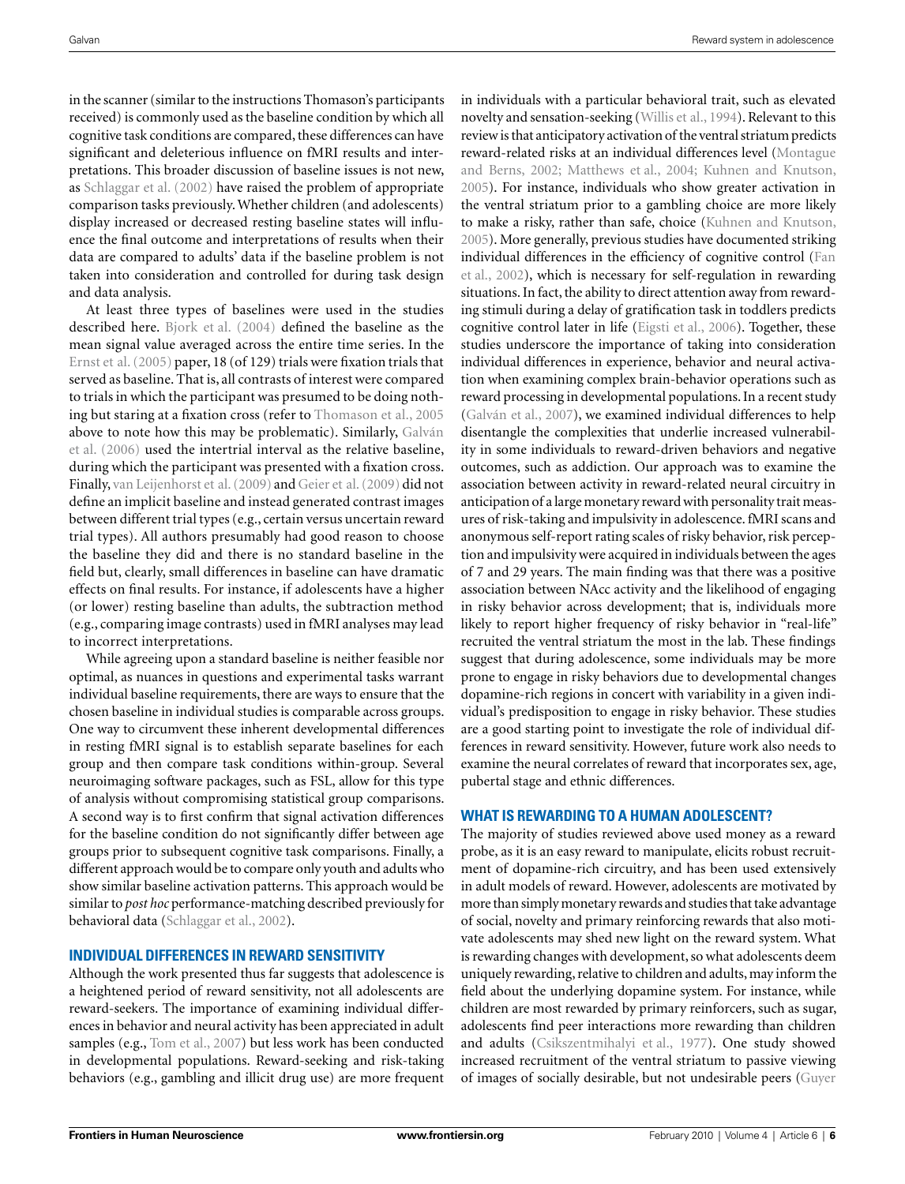in the scanner (similar to the instructions Thomason's participants received) is commonly used as the baseline condition by which all cognitive task conditions are compared, these differences can have significant and deleterious influence on fMRI results and interpretations. This broader discussion of baseline issues is not new, as Schlaggar et al. (2002) have raised the problem of appropriate comparison tasks previously. Whether children (and adolescents) display increased or decreased resting baseline states will influence the final outcome and interpretations of results when their data are compared to adults' data if the baseline problem is not taken into consideration and controlled for during task design and data analysis.

At least three types of baselines were used in the studies described here. Bjork et al. (2004) defined the baseline as the mean signal value averaged across the entire time series. In the Ernst et al. (2005) paper, 18 (of 129) trials were fixation trials that served as baseline. That is, all contrasts of interest were compared to trials in which the participant was presumed to be doing nothing but staring at a fixation cross (refer to Thomason et al., 2005 above to note how this may be problematic). Similarly, Galván et al. (2006) used the intertrial interval as the relative baseline, during which the participant was presented with a fixation cross. Finally, van Leijenhorst et al. (2009) and Geier et al. (2009) did not define an implicit baseline and instead generated contrast images between different trial types (e.g., certain versus uncertain reward trial types). All authors presumably had good reason to choose the baseline they did and there is no standard baseline in the field but, clearly, small differences in baseline can have dramatic effects on final results. For instance, if adolescents have a higher (or lower) resting baseline than adults, the subtraction method (e.g., comparing image contrasts) used in fMRI analyses may lead to incorrect interpretations.

While agreeing upon a standard baseline is neither feasible nor optimal, as nuances in questions and experimental tasks warrant individual baseline requirements, there are ways to ensure that the chosen baseline in individual studies is comparable across groups. One way to circumvent these inherent developmental differences in resting fMRI signal is to establish separate baselines for each group and then compare task conditions within-group. Several neuroimaging software packages, such as FSL, allow for this type of analysis without compromising statistical group comparisons. A second way is to first confirm that signal activation differences for the baseline condition do not significantly differ between age groups prior to subsequent cognitive task comparisons. Finally, a different approach would be to compare only youth and adults who show similar baseline activation patterns. This approach would be similar to *post hoc* performance-matching described previously for behavioral data (Schlaggar et al., 2002).

## INDIVIDUAL DIFFERENCES IN REWARD SENSITIVITY

Although the work presented thus far suggests that adolescence is a heightened period of reward sensitivity, not all adolescents are reward-seekers. The importance of examining individual differences in behavior and neural activity has been appreciated in adult samples (e.g., Tom et al., 2007) but less work has been conducted in developmental populations. Reward-seeking and risk-taking behaviors (e.g., gambling and illicit drug use) are more frequent in individuals with a particular behavioral trait, such as elevated novelty and sensation-seeking (Willis et al., 1994). Relevant to this review is that anticipatory activation of the ventral striatum predicts reward-related risks at an individual differences level (Montague and Berns, 2002; Matthews et al., 2004; Kuhnen and Knutson, 2005). For instance, individuals who show greater activation in the ventral striatum prior to a gambling choice are more likely to make a risky, rather than safe, choice (Kuhnen and Knutson, 2005). More generally, previous studies have documented striking individual differences in the efficiency of cognitive control (Fan et al., 2002), which is necessary for self-regulation in rewarding situations. In fact, the ability to direct attention away from rewarding stimuli during a delay of gratification task in toddlers predicts cognitive control later in life (Eigsti et al., 2006). Together, these studies underscore the importance of taking into consideration individual differences in experience, behavior and neural activation when examining complex brain-behavior operations such as reward processing in developmental populations. In a recent study (Galván et al., 2007), we examined individual differences to help disentangle the complexities that underlie increased vulnerability in some individuals to reward-driven behaviors and negative outcomes, such as addiction. Our approach was to examine the association between activity in reward-related neural circuitry in anticipation of a large monetary reward with personality trait measures of risk-taking and impulsivity in adolescence. fMRI scans and anonymous self-report rating scales of risky behavior, risk perception and impulsivity were acquired in individuals between the ages of 7 and 29 years. The main finding was that there was a positive association between NAcc activity and the likelihood of engaging in risky behavior across development; that is, individuals more likely to report higher frequency of risky behavior in "real-life" recruited the ventral striatum the most in the lab. These findings suggest that during adolescence, some individuals may be more prone to engage in risky behaviors due to developmental changes dopamine-rich regions in concert with variability in a given individual's predisposition to engage in risky behavior. These studies are a good starting point to investigate the role of individual differences in reward sensitivity. However, future work also needs to examine the neural correlates of reward that incorporates sex, age, pubertal stage and ethnic differences.

## WHAT IS REWARDING TO A HUMAN ADOLESCENT?

The majority of studies reviewed above used money as a reward probe, as it is an easy reward to manipulate, elicits robust recruitment of dopamine-rich circuitry, and has been used extensively in adult models of reward. However, adolescents are motivated by more than simply monetary rewards and studies that take advantage of social, novelty and primary reinforcing rewards that also motivate adolescents may shed new light on the reward system. What is rewarding changes with development, so what adolescents deem uniquely rewarding, relative to children and adults, may inform the field about the underlying dopamine system. For instance, while children are most rewarded by primary reinforcers, such as sugar, adolescents find peer interactions more rewarding than children and adults (Csikszentmihalyi et al., 1977). One study showed increased recruitment of the ventral striatum to passive viewing of images of socially desirable, but not undesirable peers (Guyer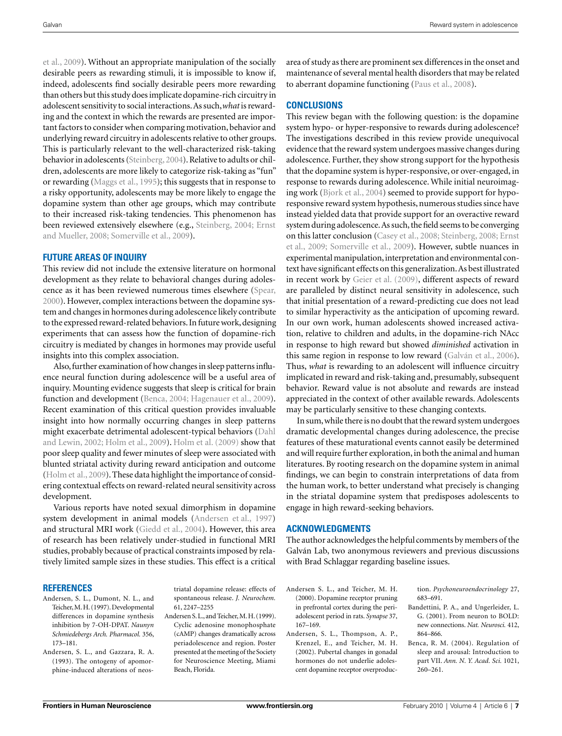et al., 2009). Without an appropriate manipulation of the socially desirable peers as rewarding stimuli, it is impossible to know if, indeed, adolescents find socially desirable peers more rewarding than others but this study does implicate dopamine-rich circuitry in adolescent sensitivity to social interactions. As such, *what* is rewarding and the context in which the rewards are presented are important factors to consider when comparing motivation, behavior and underlying reward circuitry in adolescents relative to other groups. This is particularly relevant to the well-characterized risk-taking behavior in adolescents (Steinberg, 2004). Relative to adults or children, adolescents are more likely to categorize risk-taking as "fun" or rewarding (Maggs et al., 1995); this suggests that in response to a risky opportunity, adolescents may be more likely to engage the dopamine system than other age groups, which may contribute to their increased risk-taking tendencies. This phenomenon has been reviewed extensively elsewhere (e.g., Steinberg, 2004; Ernst and Mueller, 2008; Somerville et al., 2009).

## FUTURE AREAS OF INQUIRY

This review did not include the extensive literature on hormonal development as they relate to behavioral changes during adolescence as it has been reviewed numerous times elsewhere (Spear, 2000). However, complex interactions between the dopamine system and changes in hormones during adolescence likely contribute to the expressed reward-related behaviors. In future work, designing experiments that can assess how the function of dopamine-rich circuitry is mediated by changes in hormones may provide useful insights into this complex association.

Also, further examination of how changes in sleep patterns influence neural function during adolescence will be a useful area of inquiry. Mounting evidence suggests that sleep is critical for brain function and development (Benca, 2004; Hagenauer et al., 2009). Recent examination of this critical question provides invaluable insight into how normally occurring changes in sleep patterns might exacerbate detrimental adolescent-typical behaviors (Dahl and Lewin, 2002; Holm et al., 2009). Holm et al. (2009) show that poor sleep quality and fewer minutes of sleep were associated with blunted striatal activity during reward anticipation and outcome (Holm et al., 2009). These data highlight the importance of considering contextual effects on reward-related neural sensitivity across development.

Various reports have noted sexual dimorphism in dopamine system development in animal models (Andersen et al., 1997) and structural MRI work (Giedd et al., 2004). However, this area of research has been relatively under-studied in functional MRI studies, probably because of practical constraints imposed by relatively limited sample sizes in these studies. This effect is a critical area of study as there are prominent sex differences in the onset and maintenance of several mental health disorders that may be related to aberrant dopamine functioning (Paus et al., 2008).

## CONCLUSIONS

This review began with the following question: is the dopamine system hypo- or hyper-responsive to rewards during adolescence? The investigations described in this review provide unequivocal evidence that the reward system undergoes massive changes during adolescence. Further, they show strong support for the hypothesis that the dopamine system is hyper-responsive, or over-engaged, in response to rewards during adolescence. While initial neuroimaging work (Bjork et al., 2004) seemed to provide support for hypo-responsive reward system hypothesis, numerous studies since have instead yielded data that provide support for an overactive reward system during adolescence. As such, the field seems to be converging on this latter conclusion (Casey et al., 2008; Steinberg, 2008; Ernst et al., 2009; Somerville et al., 2009). However, subtle nuances in experimental manipulation, interpretation and environmental context have significant effects on this generalization. As best illustrated in recent work by Geier et al. (2009), different aspects of reward are paralleled by distinct neural sensitivity in adolescence, such that initial presentation of a reward-predicting cue does not lead to similar hyperactivity as the anticipation of upcoming reward. In our own work, human adolescents showed increased activation, relative to children and adults, in the dopamine-rich NAcc in response to high reward but showed *diminished* activation in this same region in response to low reward (Galván et al., 2006). Thus, *what* is rewarding to an adolescent will influence circuitry implicated in reward and risk-taking and, presumably, subsequent behavior. Reward value is not absolute and rewards are instead appreciated in the context of other available rewards. Adolescents may be particularly sensitive to these changing contexts.

In sum, while there is no doubt that the reward system undergoes dramatic developmental changes during adolescence, the precise features of these maturational events cannot easily be determined and will require further exploration, in both the animal and human literatures. By rooting research on the dopamine system in animal findings, we can begin to constrain interpretations of data from the human work, to better understand what precisely is changing in the striatal dopamine system that predisposes adolescents to engage in high reward-seeking behaviors.

## ACKNOWLEDGMENTS

The author acknowledges the helpful comments by members of the Galván Lab, two anonymous reviewers and previous discussions with Brad Schlaggar regarding baseline issues.

## REFERENCES

Andersen, S. L., Dumont, N. L., and Teicher, M. H. (1997). Developmental differences in dopamine synthesis inhibition by 7-OH-DPAT. *Naunyn Schmiedebergs Arch. Pharmacol.* 356, 173–181.

Andersen, S. L., and Gazzara, R. A. (1993). The ontogeny of apomorphine-induced alterations of neostriatal dopamine release: effects of spontaneous release. *J. Neurochem.* 61, 2247–2255

Andersen S. L., and Teicher, M. H. (1999). Cyclic adenosine monophosphate (cAMP) changes dramatically across periadolescence and region. Poster presented at the meeting of the Society for Neuroscience Meeting, Miami Beach, Florida.

Andersen S. L., and Teicher, M. H. (2000). Dopamine receptor pruning in prefrontal cortex during the periadolescent period in rats. *Synapse* 37, 167–169.

Andersen, S. L., Thompson, A. P., Krenzel, E., and Teicher, M. H. (2002). Pubertal changes in gonadal hormones do not underlie adolescent dopamine receptor overproduction. *Psychoneuroendocrinology* 27, 683–691.

Bandettini, P. A., and Ungerleider, L. G. (2001). From neuron to BOLD: new connections. *Nat. Neurosci.* 412, 864–866.

Benca, R. M. (2004). Regulation of sleep and arousal: Introduction to part VII. *Ann. N. Y. Acad. Sci.* 1021, 260–261.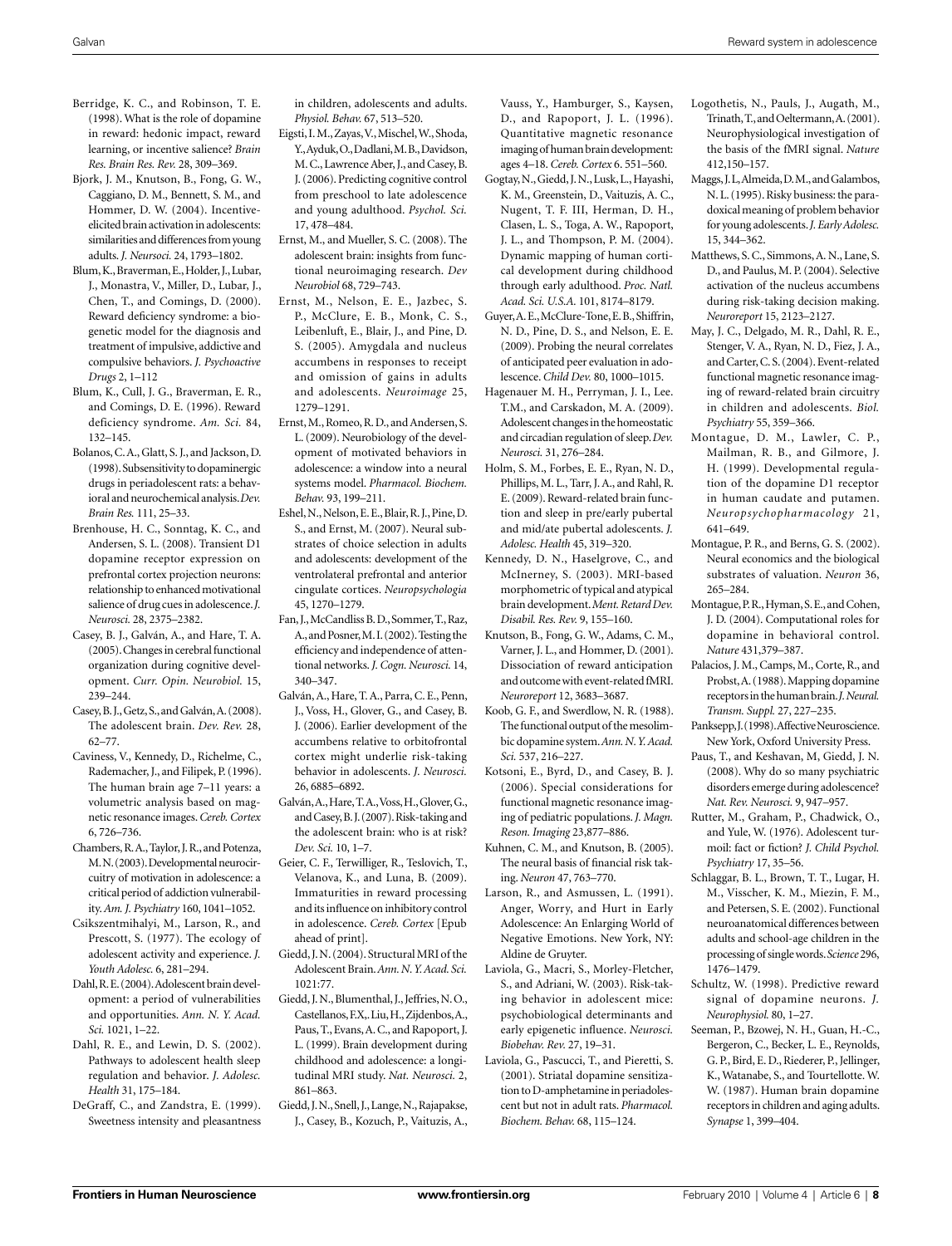Berridge, K. C., and Robinson, T. E. (1998). What is the role of dopamine in reward: hedonic impact, reward learning, or incentive salience? *Brain Res. Brain Res. Rev.* 28, 309–369.

Bjork, J. M., Knutson, B., Fong, G. W., Caggiano, D. M., Bennett, S. M., and Hommer, D. W. (2004). Incentive-elicited brain activation in adolescents: similarities and differences from young adults. *J. Neursoci.* 24, 1793–1802.

Blum, K., Braverman, E., Holder, J., Lubar, J., Monastra, V., Miller, D., Lubar, J., Chen, T., and Comings, D. (2000). Reward deficiency syndrome: a biogenetic model for the diagnosis and treatment of impulsive, addictive and compulsive behaviors. *J. Psychoactive Drugs* 2, 1–112

Blum, K., Cull, J. G., Braverman, E. R., and Comings, D. E. (1996). Reward deficiency syndrome. *Am. Sci.* 84, 132–145.

Bolanos, C. A., Glatt, S. J., and Jackson, D. (1998). Subsensitivity to dopaminergic drugs in periadolescent rats: a behavioral and neurochemical analysis. *Dev. Brain Res.* 111, 25–33.

Brenhouse, H. C., Sonntag, K. C., and Andersen, S. L. (2008). Transient D1 dopamine receptor expression on prefrontal cortex projection neurons: relationship to enhanced motivational salience of drug cues in adolescence. *J. Neurosci.* 28, 2375–2382.

Casey, B. J., Galván, A., and Hare, T. A. (2005). Changes in cerebral functional organization during cognitive development. *Curr. Opin. Neurobiol.* 15, 239–244.

Casey, B. J., Getz, S., and Galván, A. (2008). The adolescent brain. *Dev. Rev.* 28, 62–77.

Caviness, V., Kennedy, D., Richelme, C., Rademacher, J., and Filipek, P. (1996). The human brain age 7–11 years: a volumetric analysis based on magnetic resonance images. *Cereb. Cortex* 6, 726–736.

Chambers, R. A., Taylor, J. R., and Potenza, M. N. (2003). Developmental neurocircuitry of motivation in adolescence: a critical period of addiction vulnerability. *Am. J. Psychiatry* 160, 1041–1052.

Csikszentmihalyi, M., Larson, R., and Prescott, S. (1977). The ecology of adolescent activity and experience. *J. Youth Adolesc.* 6, 281–294.

Dahl, R. E. (2004). Adolescent brain development: a period of vulnerabilities and opportunities. *Ann. N. Y. Acad. Sci.* 1021, 1–22.

Dahl, R. E., and Lewin, D. S. (2002). Pathways to adolescent health sleep regulation and behavior. *J. Adolesc. Health* 31, 175–184.

DeGraff, C., and Zandstra, E. (1999). Sweetness intensity and pleasantness in children, adolescents and adults. *Physiol. Behav.* 67, 513–520.

Eigsti, I. M., Zayas, V., Mischel, W., Shoda, Y., Ayduk, O., Dadlani, M. B., Davidson, M. C., Lawrence Aber, J., and Casey, B. J. (2006). Predicting cognitive control from preschool to late adolescence and young adulthood. *Psychol. Sci.* 17, 478–484.

Ernst, M., and Mueller, S. C. (2008). The adolescent brain: insights from functional neuroimaging research. *Dev Neurobiol* 68, 729–743.

Ernst, M., Nelson, E. E., Jazbec, S. P., McClure, E. B., Monk, C. S., Leibenluft, E., Blair, J., and Pine, D. S. (2005). Amygdala and nucleus accumbens in responses to receipt and omission of gains in adults and adolescents. *Neuroimage* 25, 1279–1291.

Ernst, M., Romeo, R. D., and Andersen, S. L. (2009). Neurobiology of the development of motivated behaviors in adolescence: a window into a neural systems model. *Pharmacol. Biochem. Behav.* 93, 199–211.

Eshel, N., Nelson, E. E., Blair, R. J., Pine, D. S., and Ernst, M. (2007). Neural substrates of choice selection in adults and adolescents: development of the ventrolateral prefrontal and anterior cingulate cortices. *Neuropsychologia* 45, 1270–1279.

Fan, J., McCandliss B. D., Sommer, T., Raz, A., and Posner, M. I. (2002). Testing the efficiency and independence of attentional networks. *J. Cogn. Neurosci.* 14, 340–347.

Galván, A., Hare, T. A., Parra, C. E., Penn, J., Voss, H., Glover, G., and Casey, B. J. (2006). Earlier development of the accumbens relative to orbitofrontal cortex might underlie risk-taking behavior in adolescents. *J. Neurosci.* 26, 6885–6892.

Galván, A., Hare, T. A., Voss, H., Glover, G., and Casey, B. J. (2007). Risk-taking and the adolescent brain: who is at risk? *Dev. Sci.* 10, 1–7.

Geier, C. F., Terwilliger, R., Teslovich, T., Velanova, K., and Luna, B. (2009). Immaturities in reward processing and its influence on inhibitory control in adolescence. *Cereb. Cortex* [Epub ahead of print].

Giedd, J. N. (2004). Structural MRI of the Adolescent Brain. *Ann. N. Y. Acad. Sci.* 1021:77.

Giedd, J. N., Blumenthal, J., Jeffries, N. O., Castellanos, F.X,. Liu, H., Zijdenbos, A., Paus, T., Evans, A. C., and Rapoport, J. L. (1999). Brain development during childhood and adolescence: a longitudinal MRI study. *Nat. Neurosci.* 2, 861–863.

Giedd, J. N., Snell, J., Lange, N., Rajapakse, J., Casey, B., Kozuch, P., Vaituzis, A., Vauss, Y., Hamburger, S., Kaysen, D., and Rapoport, J. L. (1996). Quantitative magnetic resonance imaging of human brain development: ages 4–18. *Cereb. Cortex* 6. 551–560.

Gogtay, N., Giedd, J. N., Lusk, L., Hayashi, K. M., Greenstein, D., Vaituzis, A. C., Nugent, T. F. III, Herman, D. H., Clasen, L. S., Toga, A. W., Rapoport, J. L., and Thompson, P. M. (2004). Dynamic mapping of human cortical development during childhood through early adulthood. *Proc. Natl. Acad. Sci. U.S.A.* 101, 8174–8179.

Guyer, A. E., McClure-Tone, E. B., Shiffrin, N. D., Pine, D. S., and Nelson, E. E. (2009). Probing the neural correlates of anticipated peer evaluation in adolescence. *Child Dev.* 80, 1000–1015.

Hagenauer M. H., Perryman, J. I., Lee. T.M., and Carskadon, M. A. (2009). Adolescent changes in the homeostatic and circadian regulation of sleep. *Dev. Neurosci.* 31, 276–284.

Holm, S. M., Forbes, E. E., Ryan, N. D., Phillips, M. L., Tarr, J. A., and Rahl, R. E. (2009). Reward-related brain function and sleep in pre/early pubertal and mid/late pubertal adolescents. *J. Adolesc. Health* 45, 319–320.

Kennedy, D. N., Haselgrove, C., and McInerney, S. (2003). MRI-based morphometric of typical and atypical brain development. *Ment. Retard Dev. Disabil. Res. Rev.* 9, 155–160.

Knutson, B., Fong, G. W., Adams, C. M., Varner, J. L., and Hommer, D. (2001). Dissociation of reward anticipation and outcome with event-related fMRI. *Neuroreport* 12, 3683–3687.

Koob, G. F., and Swerdlow, N. R. (1988). The functional output of the mesolimbic dopamine system. *Ann. N. Y. Acad. Sci.* 537, 216–227.

Kotsoni, E., Byrd, D., and Casey, B. J. (2006). Special considerations for functional magnetic resonance imaging of pediatric populations. *J. Magn. Reson. Imaging* 23,877–886.

Kuhnen, C. M., and Knutson, B. (2005). The neural basis of financial risk taking. *Neuron* 47, 763–770.

Larson, R., and Asmussen, L. (1991). Anger, Worry, and Hurt in Early Adolescence: An Enlarging World of Negative Emotions. New York, NY: Aldine de Gruyter.

Laviola, G., Macri, S., Morley-Fletcher, S., and Adriani, W. (2003). Risk-taking behavior in adolescent mice: psychobiological determinants and early epigenetic influence. *Neurosci. Biobehav. Rev.* 27, 19–31.

Laviola, G., Pascucci, T., and Pieretti, S. (2001). Striatal dopamine sensitization to D-amphetamine in periadolescent but not in adult rats. *Pharmacol. Biochem. Behav.* 68, 115–124.

Logothetis, N., Pauls, J., Augath, M., Trinath, T., and Oeltermann, A. (2001). Neurophysiological investigation of the basis of the fMRI signal. *Nature* 412,150–157.

Maggs, J. L, Almeida, D. M., and Galambos, N. L. (1995). Risky business: the paradoxical meaning of problem behavior for young adolescents. *J. Early Adolesc.* 15, 344–362.

Matthews, S. C., Simmons, A. N., Lane, S. D., and Paulus, M. P. (2004). Selective activation of the nucleus accumbens during risk-taking decision making. *Neuroreport* 15, 2123–2127.

May, J. C., Delgado, M. R., Dahl, R. E., Stenger, V. A., Ryan, N. D., Fiez, J. A., and Carter, C. S. (2004). Event-related functional magnetic resonance imaging of reward-related brain circuitry in children and adolescents. *Biol. Psychiatry* 55, 359–366.

Montague, D. M., Lawler, C. P., Mailman, R. B., and Gilmore, J. H. (1999). Developmental regulation of the dopamine D1 receptor in human caudate and putamen. *Neuropsychopharmacology* 21, 641–649.

Montague, P. R., and Berns, G. S. (2002). Neural economics and the biological substrates of valuation. *Neuron* 36, 265–284.

Montague, P. R., Hyman, S. E., and Cohen, J. D. (2004). Computational roles for dopamine in behavioral control. *Nature* 431,379–387.

Palacios, J. M., Camps, M., Corte, R., and Probst, A. (1988). Mapping dopamine receptors in the human brain. *J. Neural. Transm. Suppl.* 27, 227–235.

Panksepp, J. (1998). Affective Neuroscience. New York, Oxford University Press.

Paus, T., and Keshavan, M, Giedd, J. N. (2008). Why do so many psychiatric disorders emerge during adolescence? *Nat. Rev. Neurosci.* 9, 947–957.

Rutter, M., Graham, P., Chadwick, O., and Yule, W. (1976). Adolescent turmoil: fact or fiction? *J. Child Psychol. Psychiatry* 17, 35–56.

Schlaggar, B. L., Brown, T. T., Lugar, H. M., Visscher, K. M., Miezin, F. M., and Petersen, S. E. (2002). Functional neuroanatomical differences between adults and school-age children in the processing of single words. *Science* 296, 1476–1479.

Schultz, W. (1998). Predictive reward signal of dopamine neurons. *J. Neurophysiol.* 80, 1–27.

Seeman, P., Bzowej, N. H., Guan, H.-C., Bergeron, C., Becker, L. E., Reynolds, G. P., Bird, E. D., Riederer, P., Jellinger, K., Watanabe, S., and Tourtellotte. W. W. (1987). Human brain dopamine receptors in children and aging adults. *Synapse* 1, 399–404.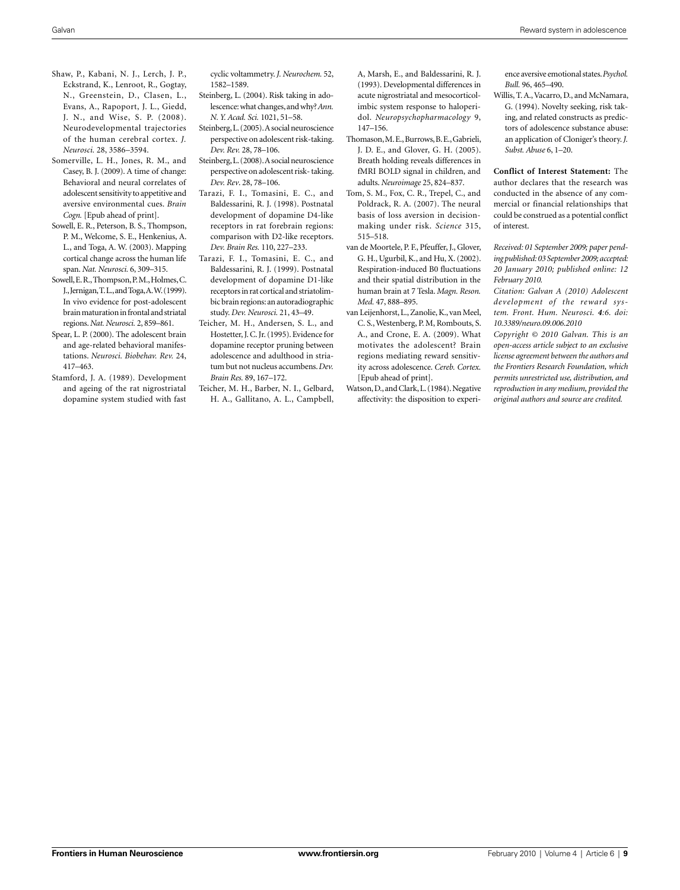Shaw, P., Kabani, N. J., Lerch, J. P., Eckstrand, K., Lenroot, R., Gogtay, N., Greenstein, D., Clasen, L., Evans, A., Rapoport, J. L., Giedd, J. N., and Wise, S. P. (2008). Neurodevelopmental trajectories of the human cerebral cortex. *J. Neurosci.* 28, 3586–3594.

Somerville, L. H., Jones, R. M., and Casey, B. J. (2009). A time of change: Behavioral and neural correlates of adolescent sensitivity to appetitive and aversive environmental cues. *Brain Cogn.* [Epub ahead of print].

Sowell, E. R., Peterson, B. S., Thompson, P. M., Welcome, S. E., Henkenius, A. L., and Toga, A. W. (2003). Mapping cortical change across the human life span. *Nat. Neurosci.* 6, 309–315.

Sowell, E. R., Thompson, P. M., Holmes, C. J., Jernigan, T. L., and Toga, A. W. (1999). In vivo evidence for post-adolescent brain maturation in frontal and striatal regions. *Nat. Neurosci.* 2, 859–861.

Spear, L. P. (2000). The adolescent brain and age-related behavioral manifestations. *Neurosci. Biobehav. Rev.* 24, 417–463.

Stamford, J. A. (1989). Development and ageing of the rat nigrostriatal dopamine system studied with fast cyclic voltammetry. *J. Neurochem.* 52, 1582–1589.

Steinberg, L. (2004). Risk taking in adolescence: what changes, and why? *Ann. N. Y. Acad. Sci.* 1021, 51–58.

Steinberg, L. (2005). A social neuroscience perspective on adolescent risk-taking. *Dev. Rev.* 28, 78–106.

Steinberg, L. (2008). A social neuroscience perspective on adolescent risk- taking. *Dev. Rev*. 28, 78–106.

Tarazi, F. I., Tomasini, E. C., and Baldessarini, R. J. (1998). Postnatal development of dopamine D4-like receptors in rat forebrain regions: comparison with D2-like receptors. *Dev. Brain Res.* 110, 227–233.

Tarazi, F. I., Tomasini, E. C., and Baldessarini, R. J. (1999). Postnatal development of dopamine D1-like receptors in rat cortical and striatolimbic brain regions: an autoradiographic study. *Dev. Neurosci.* 21, 43–49.

Teicher, M. H., Andersen, S. L., and Hostetter, J. C. Jr. (1995). Evidence for dopamine receptor pruning between adolescence and adulthood in striatum but not nucleus accumbens. *Dev. Brain Res.* 89, 167–172.

Teicher, M. H., Barber, N. I., Gelbard, H. A., Gallitano, A. L., Campbell, A, Marsh, E., and Baldessarini, R. J. (1993). Developmental differences in acute nigrostriatal and mesocorticolimbic system response to haloperidol. *Neuropsychopharmacology* 9, 147–156.

Thomason, M. E., Burrows, B. E., Gabrieli, J. D. E., and Glover, G. H. (2005). Breath holding reveals differences in fMRI BOLD signal in children, and adults. *Neuroimage* 25, 824–837.

Tom, S. M., Fox, C. R., Trepel, C., and Poldrack, R. A. (2007). The neural basis of loss aversion in decision-making under risk. *Science* 315, 515–518.

van de Moortele, P. F., Pfeuffer, J., Glover, G. H., Ugurbil, K., and Hu, X. (2002). Respiration-induced B0 fluctuations and their spatial distribution in the human brain at 7 Tesla. *Magn. Reson. Med.* 47, 888–895.

van Leijenhorst, L., Zanolie, K., van Meel, C. S., Westenberg, P. M, Rombouts, S. A., and Crone, E. A. (2009). What motivates the adolescent? Brain regions mediating reward sensitivity across adolescence. *Cereb. Cortex.* [Epub ahead of print].

Watson, D., and Clark, L. (1984). Negative affectivity: the disposition to experience aversive emotional states. *Psychol. Bull.* 96, 465–490.

Willis, T. A., Vacarro, D., and McNamara, G. (1994). Novelty seeking, risk taking, and related constructs as predictors of adolescence substance abuse: an application of Cloniger's theory. *J. Subst. Abuse* 6, 1–20.

**Conflict of Interest Statement:** The author declares that the research was conducted in the absence of any commercial or financial relationships that could be construed as a potential conflict of interest.

*Received: 01 September 2009; paper pending published: 03 September 2009; accepted: 20 January 2010; published online: 12 February 2010.*

*Citation: Galvan A (2010) Adolescent development of the reward system. Front. Hum. Neurosci. **4**:6. doi: 10.3389/neuro.09.006.2010*

*Copyright © 2010 Galvan. This is an open-access article subject to an exclusive license agreement between the authors and the Frontiers Research Foundation, which permits unrestricted use, distribution, and reproduction in any medium, provided the original authors and source are credited.*